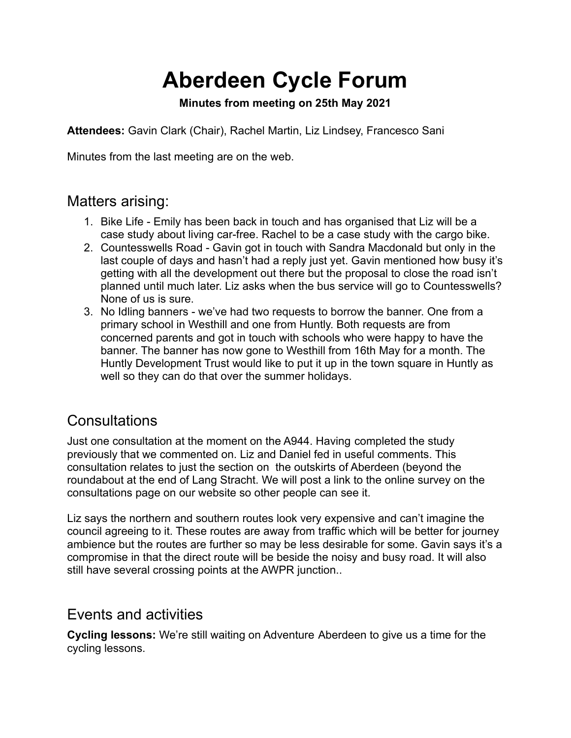# Aberdeen Cycle Forum

**Minutes from meeting on 25th May 2021**

**Attendees:** Gavin Clark (Chair), Rachel Martin, Liz Lindsey, Francesco Sani

Minutes from the last meeting are on the web.

## Matters arising:

1. Bike Life - Emily has been back in touch and has organised that Liz will be a case study about living car-free. Rachel to be a case study with the cargo bike.
2. Countesswells Road - Gavin got in touch with Sandra Macdonald but only in the last couple of days and hasn't had a reply just yet. Gavin mentioned how busy it's getting with all the development out there but the proposal to close the road isn't planned until much later. Liz asks when the bus service will go to Countesswells? None of us is sure.
3. No Idling banners - we've had two requests to borrow the banner. One from a primary school in Westhill and one from Huntly. Both requests are from concerned parents and got in touch with schools who were happy to have the banner. The banner has now gone to Westhill from 16th May for a month. The Huntly Development Trust would like to put it up in the town square in Huntly as well so they can do that over the summer holidays.

## Consultations

Just one consultation at the moment on the A944. Having completed the study previously that we commented on. Liz and Daniel fed in useful comments. This consultation relates to just the section on the outskirts of Aberdeen (beyond the roundabout at the end of Lang Stracht. We will post a link to the online survey on the consultations page on our website so other people can see it.

Liz says the northern and southern routes look very expensive and can't imagine the council agreeing to it. These routes are away from traffic which will be better for journey ambience but the routes are further so may be less desirable for some. Gavin says it's a compromise in that the direct route will be beside the noisy and busy road. It will also still have several crossing points at the AWPR junction..

## Events and activities

**Cycling lessons:** We're still waiting on Adventure Aberdeen to give us a time for the cycling lessons.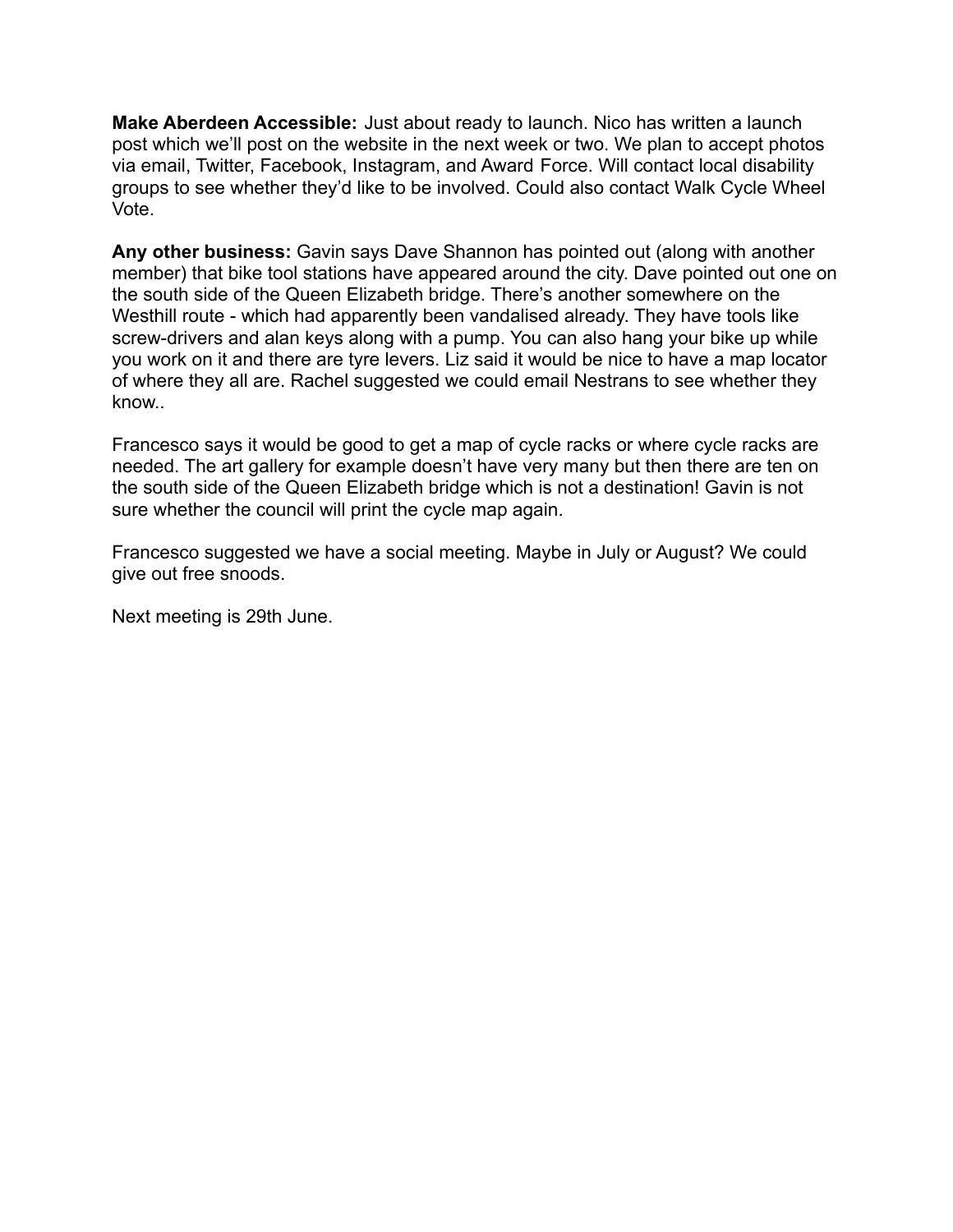**Make Aberdeen Accessible:** Just about ready to launch. Nico has written a launch post which we'll post on the website in the next week or two. We plan to accept photos via email, Twitter, Facebook, Instagram, and Award Force. Will contact local disability groups to see whether they'd like to be involved. Could also contact Walk Cycle Wheel Vote.

**Any other business:** Gavin says Dave Shannon has pointed out (along with another member) that bike tool stations have appeared around the city. Dave pointed out one on the south side of the Queen Elizabeth bridge. There's another somewhere on the Westhill route - which had apparently been vandalised already. They have tools like screw-drivers and alan keys along with a pump. You can also hang your bike up while you work on it and there are tyre levers. Liz said it would be nice to have a map locator of where they all are. Rachel suggested we could email Nestrans to see whether they know..

Francesco says it would be good to get a map of cycle racks or where cycle racks are needed. The art gallery for example doesn't have very many but then there are ten on the south side of the Queen Elizabeth bridge which is not a destination! Gavin is not sure whether the council will print the cycle map again.

Francesco suggested we have a social meeting. Maybe in July or August? We could give out free snoods.

Next meeting is 29th June.